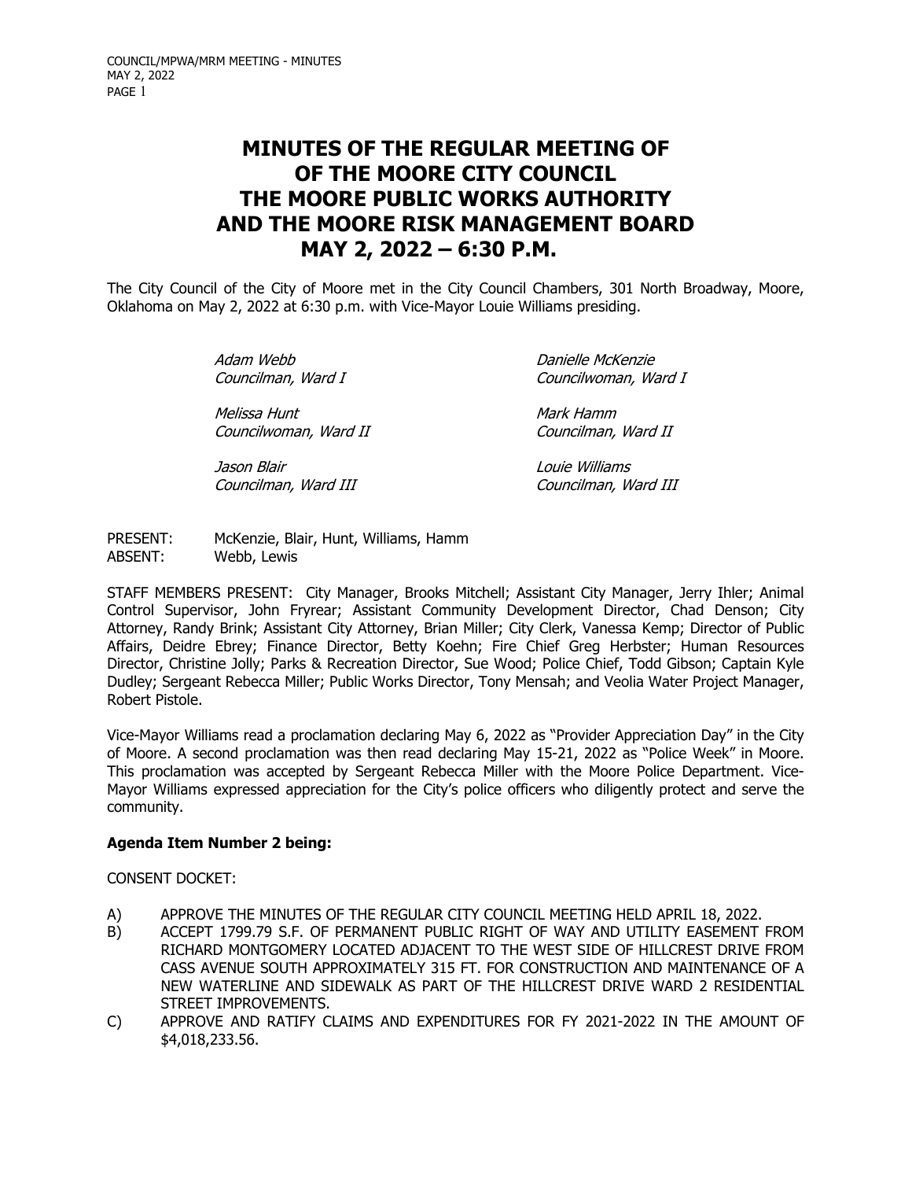# MINUTES OF THE REGULAR MEETING OF OF THE MOORE CITY COUNCIL THE MOORE PUBLIC WORKS AUTHORITY AND THE MOORE RISK MANAGEMENT BOARD MAY 2, 2022 – 6:30 P.M.

The City Council of the City of Moore met in the City Council Chambers, 301 North Broadway, Moore, Oklahoma on May 2, 2022 at 6:30 p.m. with Vice-Mayor Louie Williams presiding.

| | |
|---|---|
| *Adam Webb*<br>*Councilman, Ward I* | *Danielle McKenzie*<br>*Councilwoman, Ward I* |
| *Melissa Hunt*<br>*Councilwoman, Ward II* | *Mark Hamm*<br>*Councilman, Ward II* |
| *Jason Blair*<br>*Councilman, Ward III* | *Louie Williams*<br>*Councilman, Ward III* |

PRESENT: McKenzie, Blair, Hunt, Williams, Hamm
ABSENT: Webb, Lewis

STAFF MEMBERS PRESENT: City Manager, Brooks Mitchell; Assistant City Manager, Jerry Ihler; Animal Control Supervisor, John Fryrear; Assistant Community Development Director, Chad Denson; City Attorney, Randy Brink; Assistant City Attorney, Brian Miller; City Clerk, Vanessa Kemp; Director of Public Affairs, Deidre Ebrey; Finance Director, Betty Koehn; Fire Chief Greg Herbster; Human Resources Director, Christine Jolly; Parks & Recreation Director, Sue Wood; Police Chief, Todd Gibson; Captain Kyle Dudley; Sergeant Rebecca Miller; Public Works Director, Tony Mensah; and Veolia Water Project Manager, Robert Pistole.

Vice-Mayor Williams read a proclamation declaring May 6, 2022 as "Provider Appreciation Day" in the City of Moore. A second proclamation was then read declaring May 15-21, 2022 as "Police Week" in Moore. This proclamation was accepted by Sergeant Rebecca Miller with the Moore Police Department. Vice-Mayor Williams expressed appreciation for the City's police officers who diligently protect and serve the community.

**Agenda Item Number 2 being:**

CONSENT DOCKET:

A) APPROVE THE MINUTES OF THE REGULAR CITY COUNCIL MEETING HELD APRIL 18, 2022.
B) ACCEPT 1799.79 S.F. OF PERMANENT PUBLIC RIGHT OF WAY AND UTILITY EASEMENT FROM RICHARD MONTGOMERY LOCATED ADJACENT TO THE WEST SIDE OF HILLCREST DRIVE FROM CASS AVENUE SOUTH APPROXIMATELY 315 FT. FOR CONSTRUCTION AND MAINTENANCE OF A NEW WATERLINE AND SIDEWALK AS PART OF THE HILLCREST DRIVE WARD 2 RESIDENTIAL STREET IMPROVEMENTS.
C) APPROVE AND RATIFY CLAIMS AND EXPENDITURES FOR FY 2021-2022 IN THE AMOUNT OF $4,018,233.56.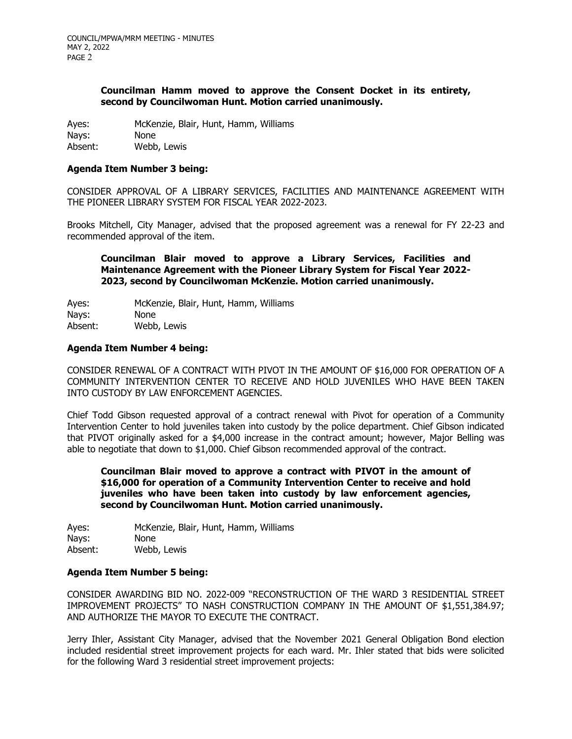**Councilman Hamm moved to approve the Consent Docket in its entirety, second by Councilwoman Hunt. Motion carried unanimously.**

Ayes: McKenzie, Blair, Hunt, Hamm, Williams
Nays: None
Absent: Webb, Lewis

**Agenda Item Number 3 being:**

CONSIDER APPROVAL OF A LIBRARY SERVICES, FACILITIES AND MAINTENANCE AGREEMENT WITH THE PIONEER LIBRARY SYSTEM FOR FISCAL YEAR 2022-2023.

Brooks Mitchell, City Manager, advised that the proposed agreement was a renewal for FY 22-23 and recommended approval of the item.

**Councilman Blair moved to approve a Library Services, Facilities and Maintenance Agreement with the Pioneer Library System for Fiscal Year 2022-2023, second by Councilwoman McKenzie. Motion carried unanimously.**

Ayes: McKenzie, Blair, Hunt, Hamm, Williams
Nays: None
Absent: Webb, Lewis

**Agenda Item Number 4 being:**

CONSIDER RENEWAL OF A CONTRACT WITH PIVOT IN THE AMOUNT OF $16,000 FOR OPERATION OF A COMMUNITY INTERVENTION CENTER TO RECEIVE AND HOLD JUVENILES WHO HAVE BEEN TAKEN INTO CUSTODY BY LAW ENFORCEMENT AGENCIES.

Chief Todd Gibson requested approval of a contract renewal with Pivot for operation of a Community Intervention Center to hold juveniles taken into custody by the police department. Chief Gibson indicated that PIVOT originally asked for a $4,000 increase in the contract amount; however, Major Belling was able to negotiate that down to $1,000. Chief Gibson recommended approval of the contract.

**Councilman Blair moved to approve a contract with PIVOT in the amount of $16,000 for operation of a Community Intervention Center to receive and hold juveniles who have been taken into custody by law enforcement agencies, second by Councilwoman Hunt. Motion carried unanimously.**

Ayes: McKenzie, Blair, Hunt, Hamm, Williams
Nays: None
Absent: Webb, Lewis

**Agenda Item Number 5 being:**

CONSIDER AWARDING BID NO. 2022-009 "RECONSTRUCTION OF THE WARD 3 RESIDENTIAL STREET IMPROVEMENT PROJECTS" TO NASH CONSTRUCTION COMPANY IN THE AMOUNT OF $1,551,384.97; AND AUTHORIZE THE MAYOR TO EXECUTE THE CONTRACT.

Jerry Ihler, Assistant City Manager, advised that the November 2021 General Obligation Bond election included residential street improvement projects for each ward. Mr. Ihler stated that bids were solicited for the following Ward 3 residential street improvement projects: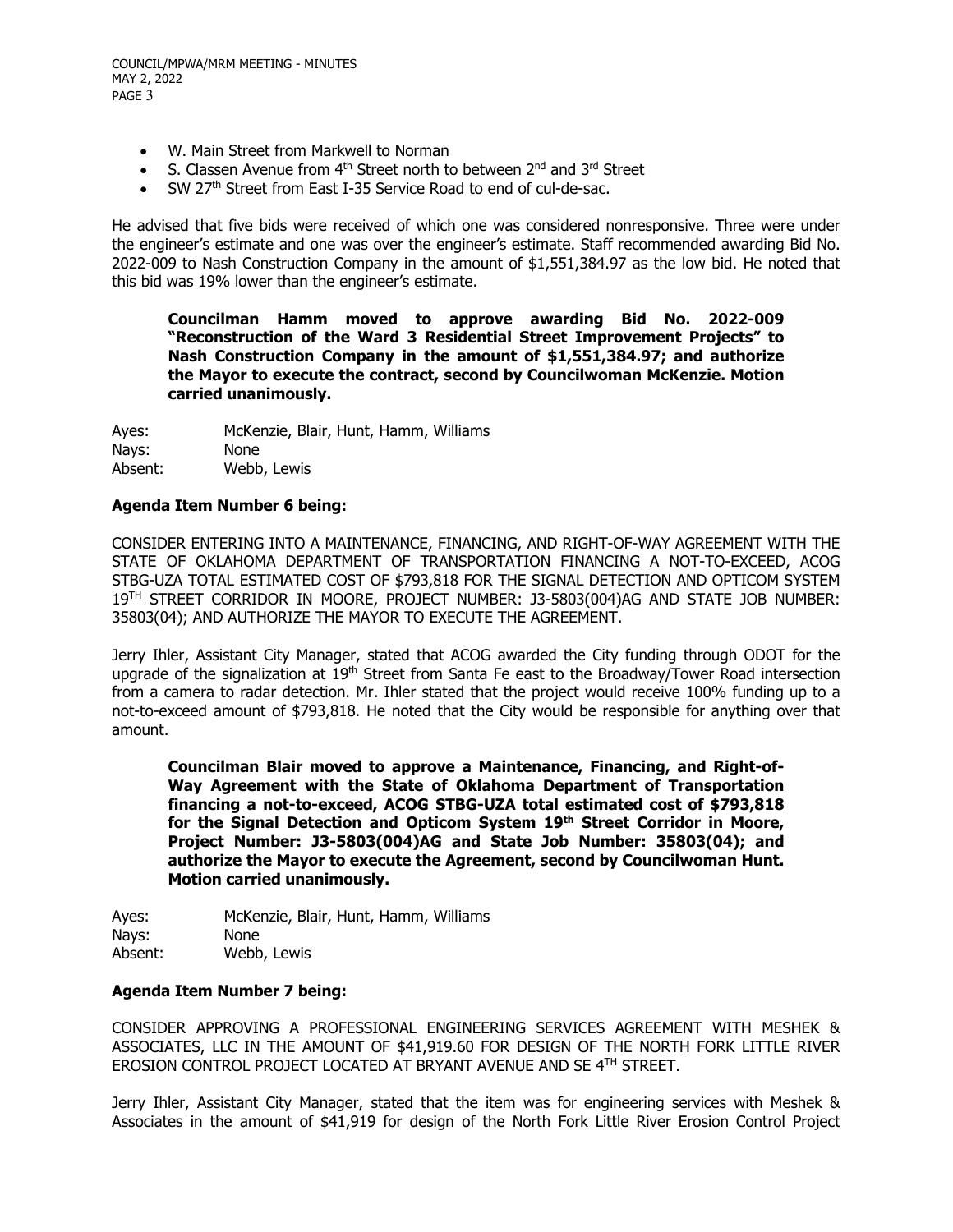- W. Main Street from Markwell to Norman
- S. Classen Avenue from 4th Street north to between 2nd and 3rd Street
- SW 27th Street from East I-35 Service Road to end of cul-de-sac.

He advised that five bids were received of which one was considered nonresponsive. Three were under the engineer's estimate and one was over the engineer's estimate. Staff recommended awarding Bid No. 2022-009 to Nash Construction Company in the amount of $1,551,384.97 as the low bid. He noted that this bid was 19% lower than the engineer's estimate.

> **Councilman Hamm moved to approve awarding Bid No. 2022-009 "Reconstruction of the Ward 3 Residential Street Improvement Projects" to Nash Construction Company in the amount of $1,551,384.97; and authorize the Mayor to execute the contract, second by Councilwoman McKenzie. Motion carried unanimously.**

| | |
|---|---|
| Ayes: | McKenzie, Blair, Hunt, Hamm, Williams |
| Nays: | None |
| Absent: | Webb, Lewis |

**Agenda Item Number 6 being:**

CONSIDER ENTERING INTO A MAINTENANCE, FINANCING, AND RIGHT-OF-WAY AGREEMENT WITH THE STATE OF OKLAHOMA DEPARTMENT OF TRANSPORTATION FINANCING A NOT-TO-EXCEED, ACOG STBG-UZA TOTAL ESTIMATED COST OF $793,818 FOR THE SIGNAL DETECTION AND OPTICOM SYSTEM 19TH STREET CORRIDOR IN MOORE, PROJECT NUMBER: J3-5803(004)AG AND STATE JOB NUMBER: 35803(04); AND AUTHORIZE THE MAYOR TO EXECUTE THE AGREEMENT.

Jerry Ihler, Assistant City Manager, stated that ACOG awarded the City funding through ODOT for the upgrade of the signalization at 19th Street from Santa Fe east to the Broadway/Tower Road intersection from a camera to radar detection. Mr. Ihler stated that the project would receive 100% funding up to a not-to-exceed amount of $793,818. He noted that the City would be responsible for anything over that amount.

> **Councilman Blair moved to approve a Maintenance, Financing, and Right-of-Way Agreement with the State of Oklahoma Department of Transportation financing a not-to-exceed, ACOG STBG-UZA total estimated cost of $793,818 for the Signal Detection and Opticom System 19th Street Corridor in Moore, Project Number: J3-5803(004)AG and State Job Number: 35803(04); and authorize the Mayor to execute the Agreement, second by Councilwoman Hunt. Motion carried unanimously.**

| | |
|---|---|
| Ayes: | McKenzie, Blair, Hunt, Hamm, Williams |
| Nays: | None |
| Absent: | Webb, Lewis |

**Agenda Item Number 7 being:**

CONSIDER APPROVING A PROFESSIONAL ENGINEERING SERVICES AGREEMENT WITH MESHEK & ASSOCIATES, LLC IN THE AMOUNT OF $41,919.60 FOR DESIGN OF THE NORTH FORK LITTLE RIVER EROSION CONTROL PROJECT LOCATED AT BRYANT AVENUE AND SE 4TH STREET.

Jerry Ihler, Assistant City Manager, stated that the item was for engineering services with Meshek & Associates in the amount of $41,919 for design of the North Fork Little River Erosion Control Project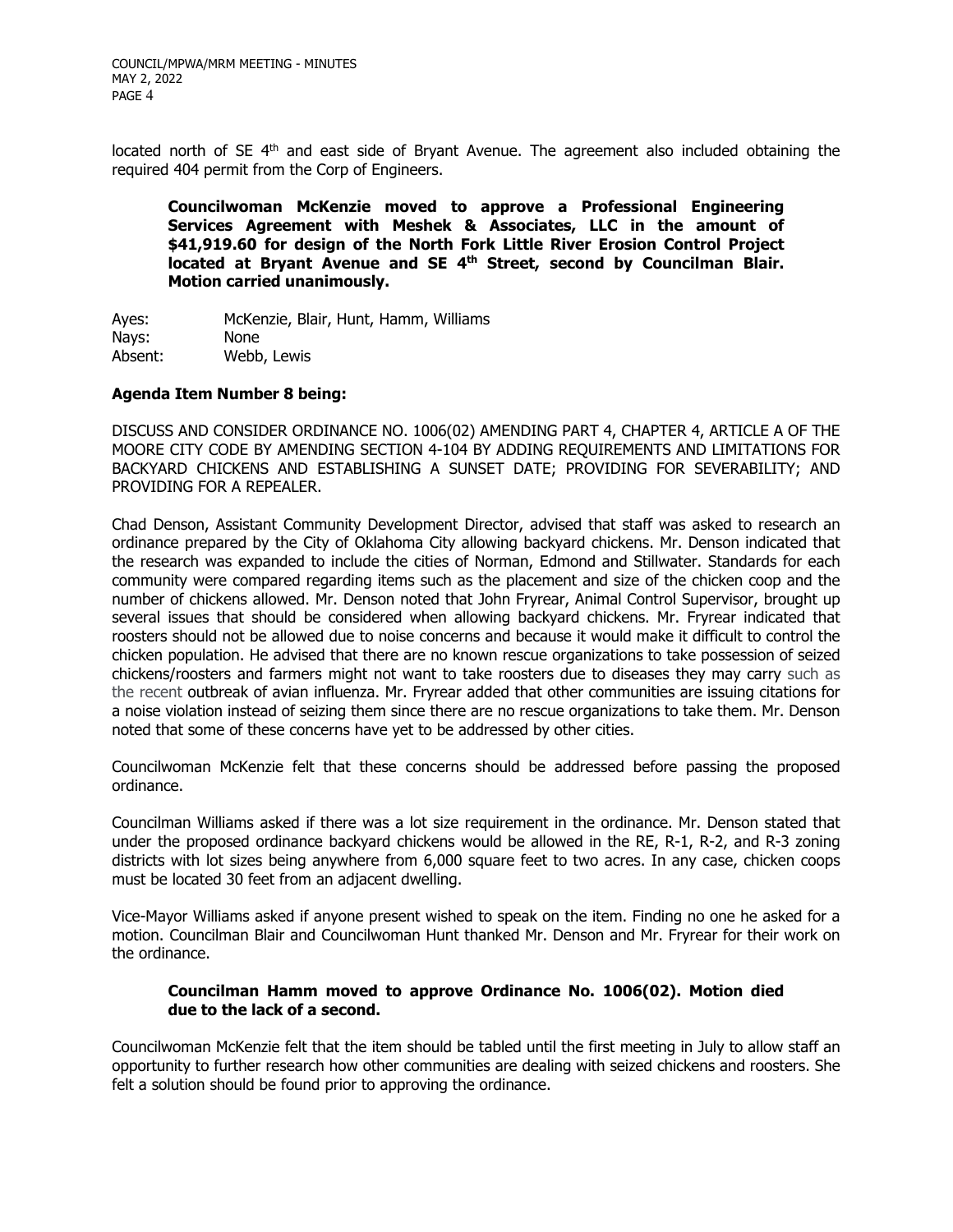located north of SE 4th and east side of Bryant Avenue. The agreement also included obtaining the required 404 permit from the Corp of Engineers.

**Councilwoman McKenzie moved to approve a Professional Engineering Services Agreement with Meshek & Associates, LLC in the amount of $41,919.60 for design of the North Fork Little River Erosion Control Project located at Bryant Avenue and SE 4th Street, second by Councilman Blair. Motion carried unanimously.**

Ayes: McKenzie, Blair, Hunt, Hamm, Williams
Nays: None
Absent: Webb, Lewis

**Agenda Item Number 8 being:**

DISCUSS AND CONSIDER ORDINANCE NO. 1006(02) AMENDING PART 4, CHAPTER 4, ARTICLE A OF THE MOORE CITY CODE BY AMENDING SECTION 4-104 BY ADDING REQUIREMENTS AND LIMITATIONS FOR BACKYARD CHICKENS AND ESTABLISHING A SUNSET DATE; PROVIDING FOR SEVERABILITY; AND PROVIDING FOR A REPEALER.

Chad Denson, Assistant Community Development Director, advised that staff was asked to research an ordinance prepared by the City of Oklahoma City allowing backyard chickens. Mr. Denson indicated that the research was expanded to include the cities of Norman, Edmond and Stillwater. Standards for each community were compared regarding items such as the placement and size of the chicken coop and the number of chickens allowed. Mr. Denson noted that John Fryrear, Animal Control Supervisor, brought up several issues that should be considered when allowing backyard chickens. Mr. Fryrear indicated that roosters should not be allowed due to noise concerns and because it would make it difficult to control the chicken population. He advised that there are no known rescue organizations to take possession of seized chickens/roosters and farmers might not want to take roosters due to diseases they may carry such as the recent outbreak of avian influenza. Mr. Fryrear added that other communities are issuing citations for a noise violation instead of seizing them since there are no rescue organizations to take them. Mr. Denson noted that some of these concerns have yet to be addressed by other cities.

Councilwoman McKenzie felt that these concerns should be addressed before passing the proposed ordinance.

Councilman Williams asked if there was a lot size requirement in the ordinance. Mr. Denson stated that under the proposed ordinance backyard chickens would be allowed in the RE, R-1, R-2, and R-3 zoning districts with lot sizes being anywhere from 6,000 square feet to two acres. In any case, chicken coops must be located 30 feet from an adjacent dwelling.

Vice-Mayor Williams asked if anyone present wished to speak on the item. Finding no one he asked for a motion. Councilman Blair and Councilwoman Hunt thanked Mr. Denson and Mr. Fryrear for their work on the ordinance.

**Councilman Hamm moved to approve Ordinance No. 1006(02). Motion died due to the lack of a second.**

Councilwoman McKenzie felt that the item should be tabled until the first meeting in July to allow staff an opportunity to further research how other communities are dealing with seized chickens and roosters. She felt a solution should be found prior to approving the ordinance.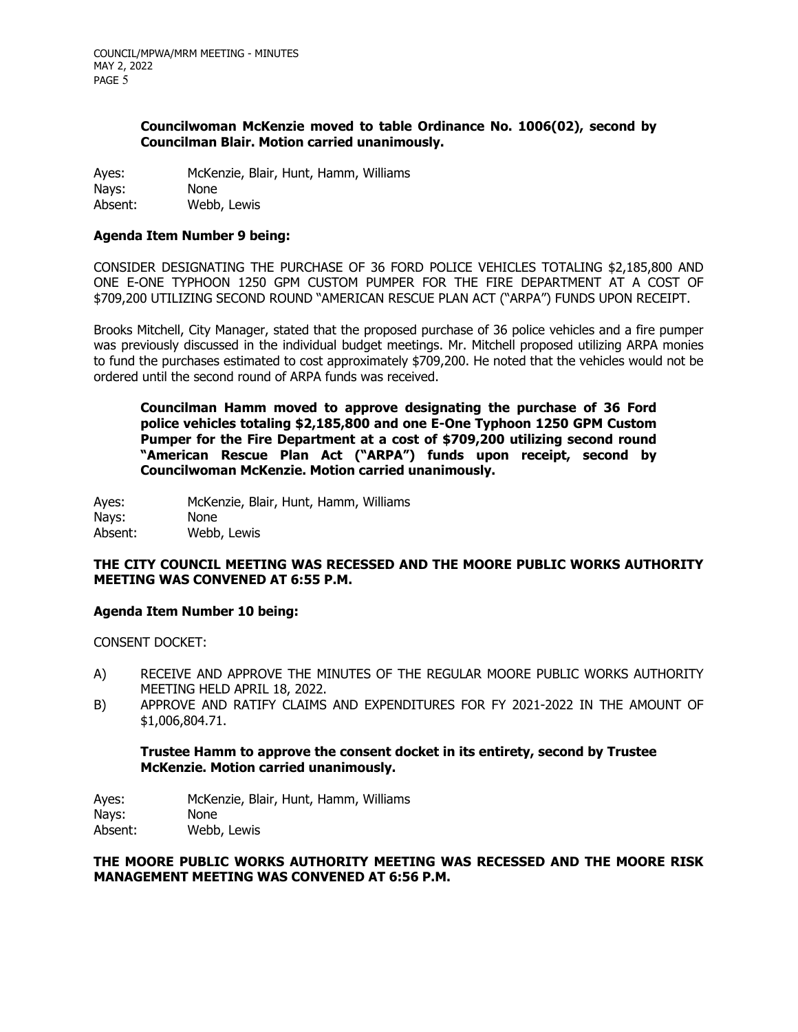**Councilwoman McKenzie moved to table Ordinance No. 1006(02), second by Councilman Blair. Motion carried unanimously.**

Ayes: McKenzie, Blair, Hunt, Hamm, Williams
Nays: None
Absent: Webb, Lewis

**Agenda Item Number 9 being:**

CONSIDER DESIGNATING THE PURCHASE OF 36 FORD POLICE VEHICLES TOTALING $2,185,800 AND ONE E-ONE TYPHOON 1250 GPM CUSTOM PUMPER FOR THE FIRE DEPARTMENT AT A COST OF $709,200 UTILIZING SECOND ROUND "AMERICAN RESCUE PLAN ACT ("ARPA") FUNDS UPON RECEIPT.

Brooks Mitchell, City Manager, stated that the proposed purchase of 36 police vehicles and a fire pumper was previously discussed in the individual budget meetings. Mr. Mitchell proposed utilizing ARPA monies to fund the purchases estimated to cost approximately $709,200. He noted that the vehicles would not be ordered until the second round of ARPA funds was received.

**Councilman Hamm moved to approve designating the purchase of 36 Ford police vehicles totaling $2,185,800 and one E-One Typhoon 1250 GPM Custom Pumper for the Fire Department at a cost of $709,200 utilizing second round "American Rescue Plan Act ("ARPA") funds upon receipt, second by Councilwoman McKenzie. Motion carried unanimously.**

Ayes: McKenzie, Blair, Hunt, Hamm, Williams
Nays: None
Absent: Webb, Lewis

**THE CITY COUNCIL MEETING WAS RECESSED AND THE MOORE PUBLIC WORKS AUTHORITY MEETING WAS CONVENED AT 6:55 P.M.**

**Agenda Item Number 10 being:**

CONSENT DOCKET:

A) RECEIVE AND APPROVE THE MINUTES OF THE REGULAR MOORE PUBLIC WORKS AUTHORITY MEETING HELD APRIL 18, 2022.
B) APPROVE AND RATIFY CLAIMS AND EXPENDITURES FOR FY 2021-2022 IN THE AMOUNT OF $1,006,804.71.

**Trustee Hamm to approve the consent docket in its entirety, second by Trustee McKenzie. Motion carried unanimously.**

Ayes: McKenzie, Blair, Hunt, Hamm, Williams
Nays: None
Absent: Webb, Lewis

**THE MOORE PUBLIC WORKS AUTHORITY MEETING WAS RECESSED AND THE MOORE RISK MANAGEMENT MEETING WAS CONVENED AT 6:56 P.M.**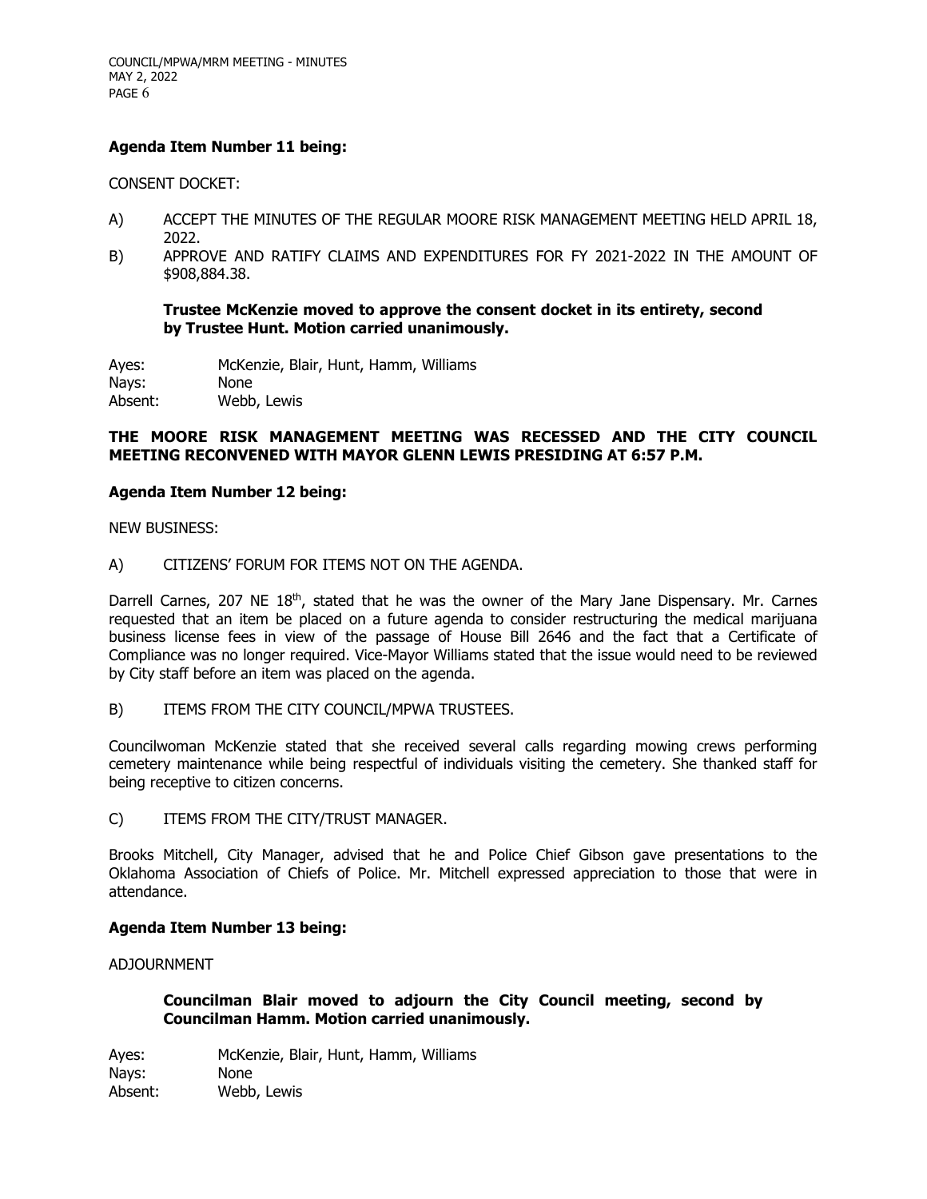**Agenda Item Number 11 being:**

CONSENT DOCKET:

A) ACCEPT THE MINUTES OF THE REGULAR MOORE RISK MANAGEMENT MEETING HELD APRIL 18, 2022.

B) APPROVE AND RATIFY CLAIMS AND EXPENDITURES FOR FY 2021-2022 IN THE AMOUNT OF $908,884.38.

**Trustee McKenzie moved to approve the consent docket in its entirety, second by Trustee Hunt. Motion carried unanimously.**

Ayes: McKenzie, Blair, Hunt, Hamm, Williams
Nays: None
Absent: Webb, Lewis

**THE MOORE RISK MANAGEMENT MEETING WAS RECESSED AND THE CITY COUNCIL MEETING RECONVENED WITH MAYOR GLENN LEWIS PRESIDING AT 6:57 P.M.**

**Agenda Item Number 12 being:**

NEW BUSINESS:

A) CITIZENS' FORUM FOR ITEMS NOT ON THE AGENDA.

Darrell Carnes, 207 NE 18th, stated that he was the owner of the Mary Jane Dispensary. Mr. Carnes requested that an item be placed on a future agenda to consider restructuring the medical marijuana business license fees in view of the passage of House Bill 2646 and the fact that a Certificate of Compliance was no longer required. Vice-Mayor Williams stated that the issue would need to be reviewed by City staff before an item was placed on the agenda.

B) ITEMS FROM THE CITY COUNCIL/MPWA TRUSTEES.

Councilwoman McKenzie stated that she received several calls regarding mowing crews performing cemetery maintenance while being respectful of individuals visiting the cemetery. She thanked staff for being receptive to citizen concerns.

C) ITEMS FROM THE CITY/TRUST MANAGER.

Brooks Mitchell, City Manager, advised that he and Police Chief Gibson gave presentations to the Oklahoma Association of Chiefs of Police. Mr. Mitchell expressed appreciation to those that were in attendance.

**Agenda Item Number 13 being:**

ADJOURNMENT

**Councilman Blair moved to adjourn the City Council meeting, second by Councilman Hamm. Motion carried unanimously.**

Ayes: McKenzie, Blair, Hunt, Hamm, Williams
Nays: None
Absent: Webb, Lewis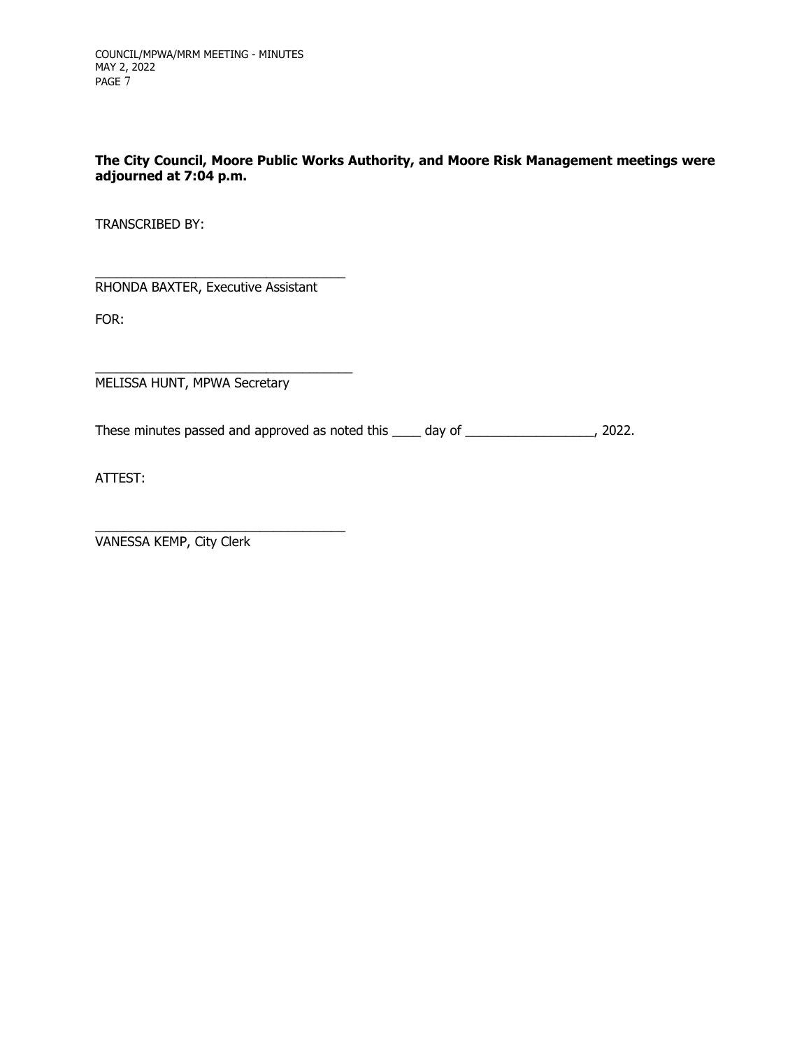**The City Council, Moore Public Works Authority, and Moore Risk Management meetings were adjourned at 7:04 p.m.**

TRANSCRIBED BY:

___________________________________
RHONDA BAXTER, Executive Assistant

FOR:

____________________________________
MELISSA HUNT, MPWA Secretary

These minutes passed and approved as noted this ____ day of __________________, 2022.

ATTEST:

___________________________________
VANESSA KEMP, City Clerk